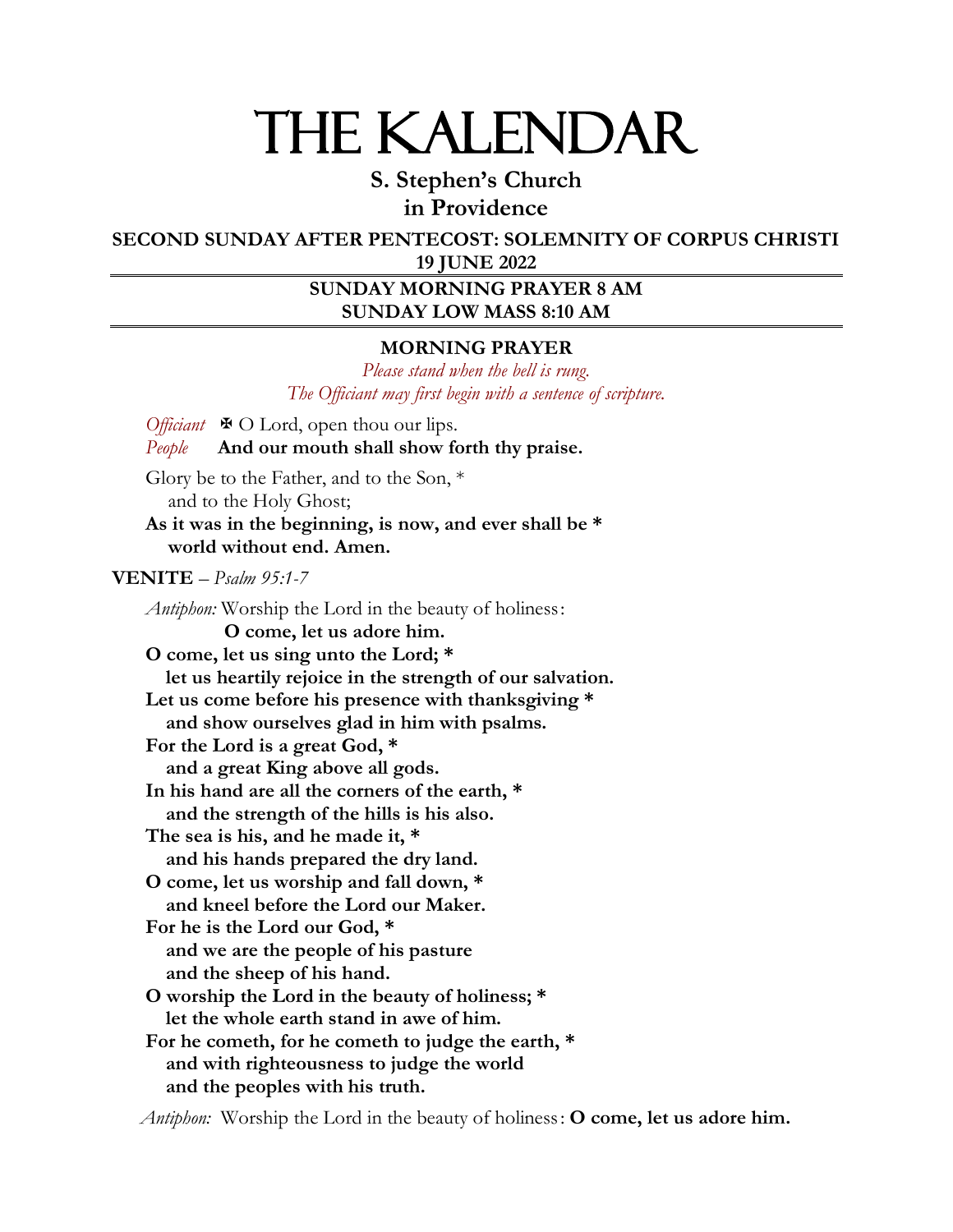# THE KALENDAR

## S. Stephen's Church
## in Providence

**SECOND SUNDAY AFTER PENTECOST: SOLEMNITY OF CORPUS CHRISTI**
**19 JUNE 2022**

**SUNDAY MORNING PRAYER 8 AM**
**SUNDAY LOW MASS 8:10 AM**

**MORNING PRAYER**

*Please stand when the bell is rung.*
*The Officiant may first begin with a sentence of scripture.*

*Officiant* ✠ O Lord, open thou our lips.
*People* **And our mouth shall show forth thy praise.**

Glory be to the Father, and to the Son, *
and to the Holy Ghost;
**As it was in the beginning, is now, and ever shall be ***
**world without end. Amen.**

**VENITE** – *Psalm 95:1-7*

*Antiphon:* Worship the Lord in the beauty of holiness:
**O come, let us adore him.**
**O come, let us sing unto the Lord; ***
**let us heartily rejoice in the strength of our salvation.**
**Let us come before his presence with thanksgiving ***
**and show ourselves glad in him with psalms.**
**For the Lord is a great God, ***
**and a great King above all gods.**
**In his hand are all the corners of the earth, ***
**and the strength of the hills is his also.**
**The sea is his, and he made it, ***
**and his hands prepared the dry land.**
**O come, let us worship and fall down, ***
**and kneel before the Lord our Maker.**
**For he is the Lord our God, ***
**and we are the people of his pasture**
**and the sheep of his hand.**
**O worship the Lord in the beauty of holiness; ***
**let the whole earth stand in awe of him.**
**For he cometh, for he cometh to judge the earth, ***
**and with righteousness to judge the world**
**and the peoples with his truth.**

*Antiphon:* Worship the Lord in the beauty of holiness: **O come, let us adore him.**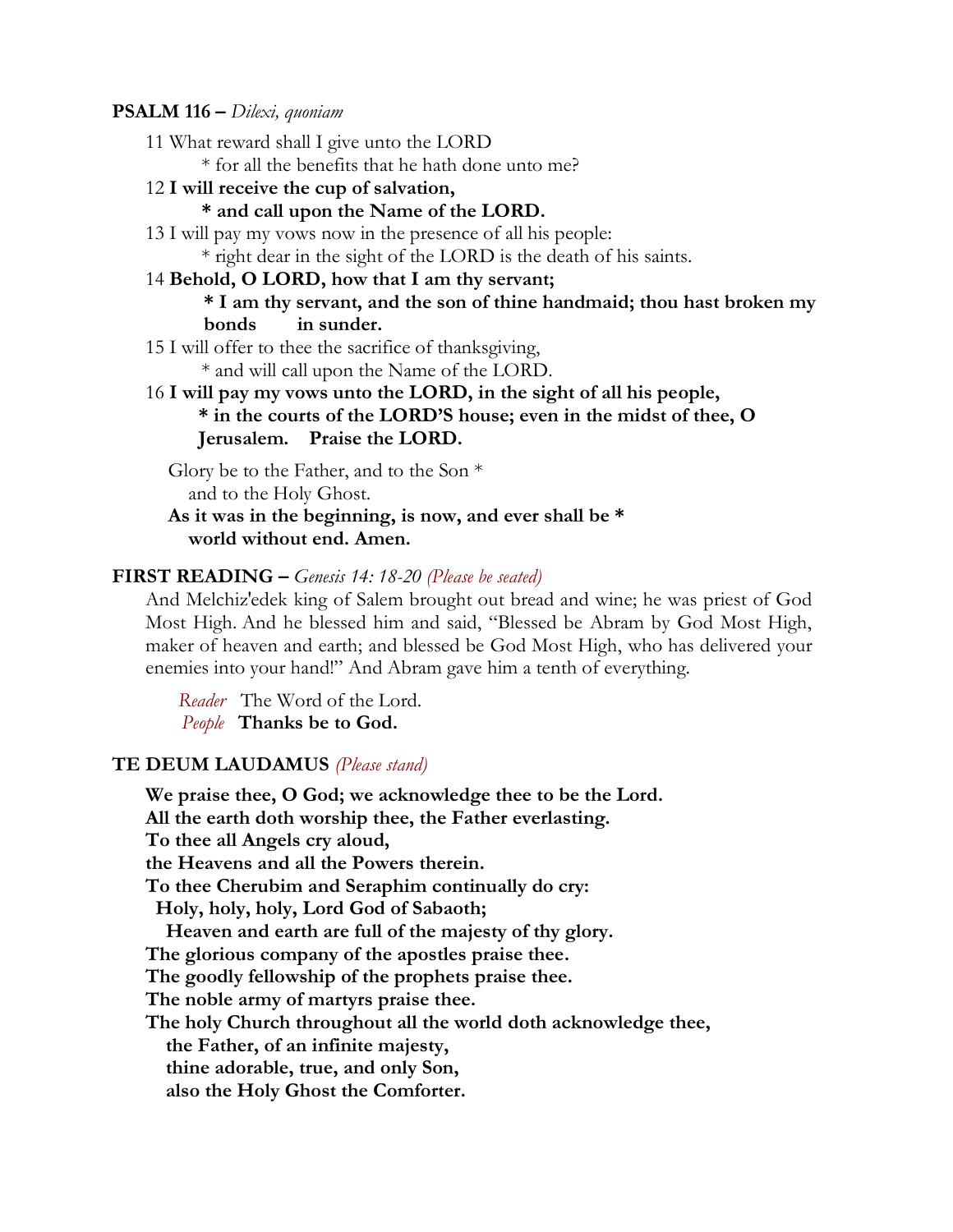**PSALM 116 –** *Dilexi, quoniam*

11 What reward shall I give unto the LORD
  * for all the benefits that he hath done unto me?

12 **I will receive the cup of salvation,**
  **\* and call upon the Name of the LORD.**

13 I will pay my vows now in the presence of all his people:
  * right dear in the sight of the LORD is the death of his saints.

14 **Behold, O LORD, how that I am thy servant;**
  **\* I am thy servant, and the son of thine handmaid; thou hast broken my bonds in sunder.**

15 I will offer to thee the sacrifice of thanksgiving,
  * and will call upon the Name of the LORD.

16 **I will pay my vows unto the LORD, in the sight of all his people,**
  **\* in the courts of the LORD'S house; even in the midst of thee, O Jerusalem. Praise the LORD.**

Glory be to the Father, and to the Son *
  and to the Holy Ghost.
**As it was in the beginning, is now, and ever shall be \***
  **world without end. Amen.**

**FIRST READING –** *Genesis 14: 18-20 (Please be seated)*

And Melchiz'edek king of Salem brought out bread and wine; he was priest of God Most High. And he blessed him and said, "Blessed be Abram by God Most High, maker of heaven and earth; and blessed be God Most High, who has delivered your enemies into your hand!" And Abram gave him a tenth of everything.

*Reader* The Word of the Lord.
*People* **Thanks be to God.**

**TE DEUM LAUDAMUS** *(Please stand)*

**We praise thee, O God; we acknowledge thee to be the Lord.**
**All the earth doth worship thee, the Father everlasting.**
**To thee all Angels cry aloud,**
**the Heavens and all the Powers therein.**
**To thee Cherubim and Seraphim continually do cry:**
 **Holy, holy, holy, Lord God of Sabaoth;**
  **Heaven and earth are full of the majesty of thy glory.**
**The glorious company of the apostles praise thee.**
**The goodly fellowship of the prophets praise thee.**
**The noble army of martyrs praise thee.**
**The holy Church throughout all the world doth acknowledge thee,**
  **the Father, of an infinite majesty,**
  **thine adorable, true, and only Son,**
  **also the Holy Ghost the Comforter.**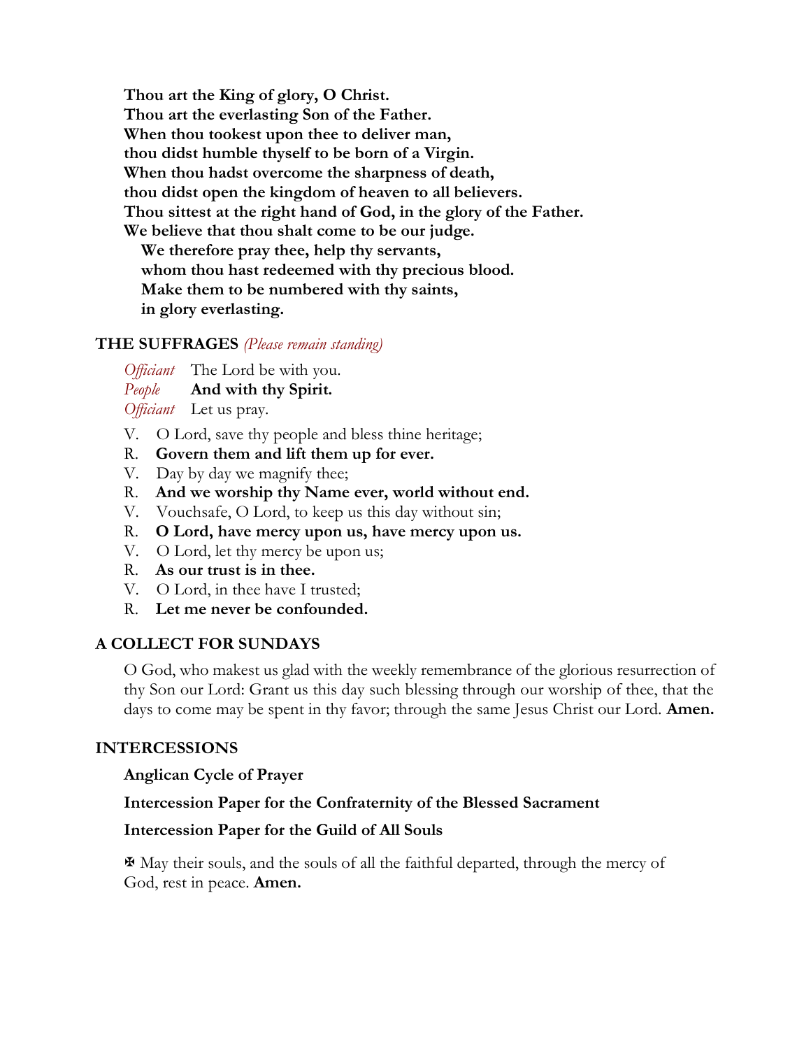**Thou art the King of glory, O Christ.**
**Thou art the everlasting Son of the Father.**
**When thou tookest upon thee to deliver man,**
**thou didst humble thyself to be born of a Virgin.**
**When thou hadst overcome the sharpness of death,**
**thou didst open the kingdom of heaven to all believers.**
**Thou sittest at the right hand of God, in the glory of the Father.**
**We believe that thou shalt come to be our judge.**
  **We therefore pray thee, help thy servants,**
  **whom thou hast redeemed with thy precious blood.**
  **Make them to be numbered with thy saints,**
  **in glory everlasting.**

## THE SUFFRAGES *(Please remain standing)*

*Officiant* The Lord be with you.
*People* **And with thy Spirit.**
*Officiant* Let us pray.

V. O Lord, save thy people and bless thine heritage;
R. **Govern them and lift them up for ever.**
V. Day by day we magnify thee;
R. **And we worship thy Name ever, world without end.**
V. Vouchsafe, O Lord, to keep us this day without sin;
R. **O Lord, have mercy upon us, have mercy upon us.**
V. O Lord, let thy mercy be upon us;
R. **As our trust is in thee.**
V. O Lord, in thee have I trusted;
R. **Let me never be confounded.**

## A COLLECT FOR SUNDAYS

O God, who makest us glad with the weekly remembrance of the glorious resurrection of thy Son our Lord: Grant us this day such blessing through our worship of thee, that the days to come may be spent in thy favor; through the same Jesus Christ our Lord. **Amen.**

## INTERCESSIONS

**Anglican Cycle of Prayer**

**Intercession Paper for the Confraternity of the Blessed Sacrament**

**Intercession Paper for the Guild of All Souls**

✠ May their souls, and the souls of all the faithful departed, through the mercy of God, rest in peace. **Amen.**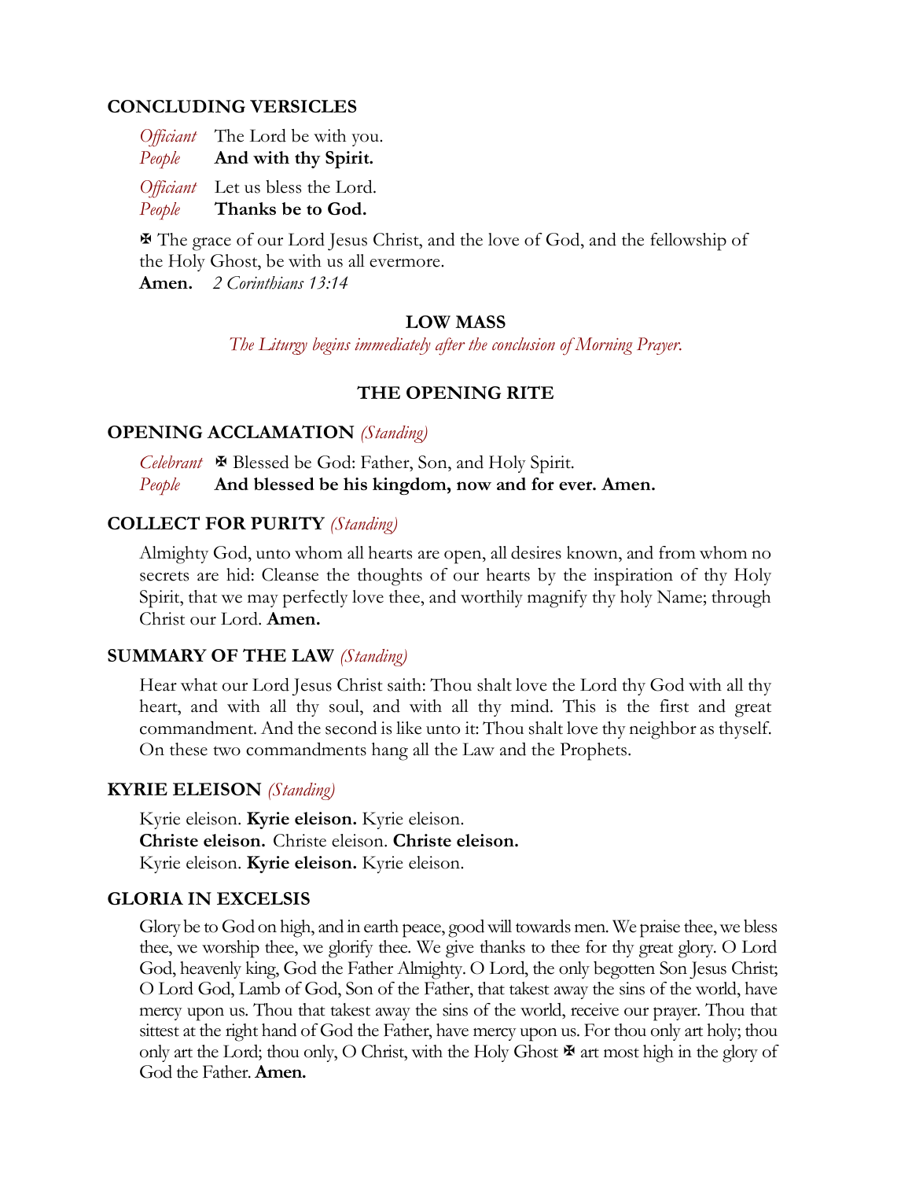### CONCLUDING VERSICLES

*Officiant* The Lord be with you.
*People* **And with thy Spirit.**

*Officiant* Let us bless the Lord.
*People* **Thanks be to God.**

✠ The grace of our Lord Jesus Christ, and the love of God, and the fellowship of the Holy Ghost, be with us all evermore.
**Amen.** *2 Corinthians 13:14*

## LOW MASS

*The Liturgy begins immediately after the conclusion of Morning Prayer.*

## THE OPENING RITE

### OPENING ACCLAMATION *(Standing)*

*Celebrant* ✠ Blessed be God: Father, Son, and Holy Spirit.
*People* **And blessed be his kingdom, now and for ever. Amen.**

### COLLECT FOR PURITY *(Standing)*

Almighty God, unto whom all hearts are open, all desires known, and from whom no secrets are hid: Cleanse the thoughts of our hearts by the inspiration of thy Holy Spirit, that we may perfectly love thee, and worthily magnify thy holy Name; through Christ our Lord. **Amen.**

### SUMMARY OF THE LAW *(Standing)*

Hear what our Lord Jesus Christ saith: Thou shalt love the Lord thy God with all thy heart, and with all thy soul, and with all thy mind. This is the first and great commandment. And the second is like unto it: Thou shalt love thy neighbor as thyself. On these two commandments hang all the Law and the Prophets.

### KYRIE ELEISON *(Standing)*

Kyrie eleison. **Kyrie eleison.** Kyrie eleison.
**Christe eleison.** Christe eleison. **Christe eleison.**
Kyrie eleison. **Kyrie eleison.** Kyrie eleison.

### GLORIA IN EXCELSIS

Glory be to God on high, and in earth peace, good will towards men. We praise thee, we bless thee, we worship thee, we glorify thee. We give thanks to thee for thy great glory. O Lord God, heavenly king, God the Father Almighty. O Lord, the only begotten Son Jesus Christ; O Lord God, Lamb of God, Son of the Father, that takest away the sins of the world, have mercy upon us. Thou that takest away the sins of the world, receive our prayer. Thou that sittest at the right hand of God the Father, have mercy upon us. For thou only art holy; thou only art the Lord; thou only, O Christ, with the Holy Ghost ✠ art most high in the glory of God the Father. **Amen.**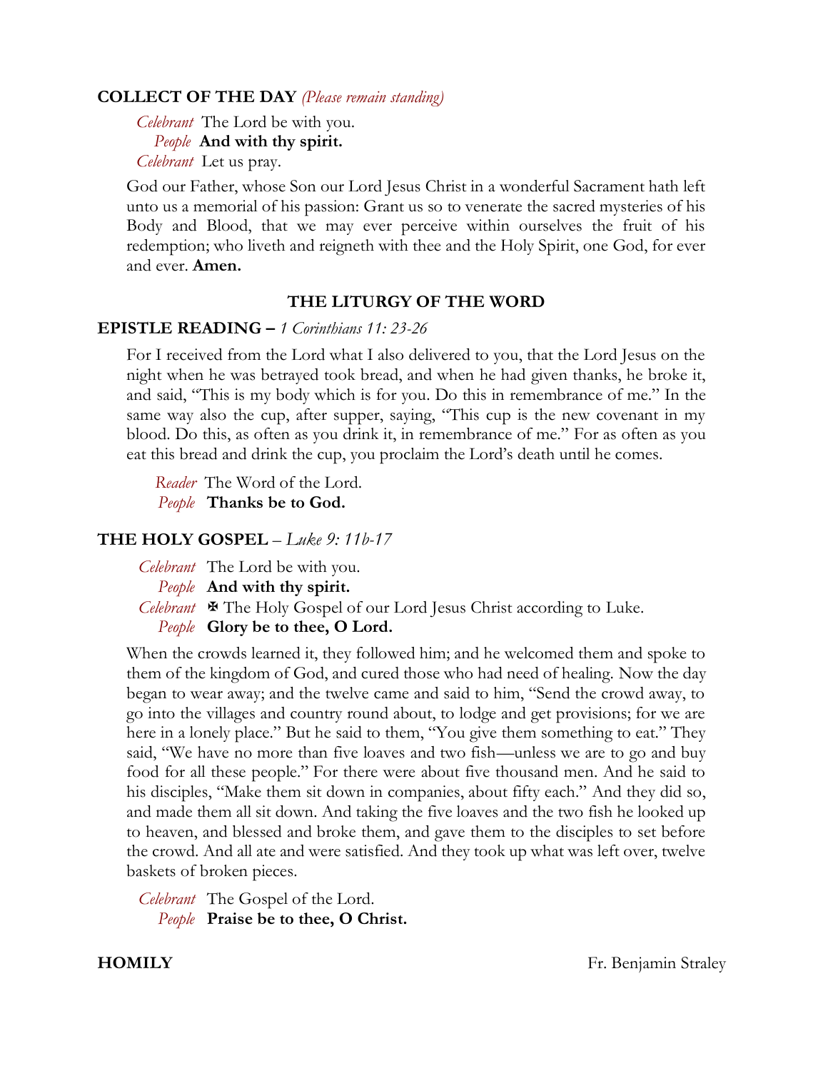**COLLECT OF THE DAY** *(Please remain standing)*

*Celebrant* The Lord be with you.
*People* **And with thy spirit.**
*Celebrant* Let us pray.

God our Father, whose Son our Lord Jesus Christ in a wonderful Sacrament hath left unto us a memorial of his passion: Grant us so to venerate the sacred mysteries of his Body and Blood, that we may ever perceive within ourselves the fruit of his redemption; who liveth and reigneth with thee and the Holy Spirit, one God, for ever and ever. **Amen.**

## THE LITURGY OF THE WORD

**EPISTLE READING –** *1 Corinthians 11: 23-26*

For I received from the Lord what I also delivered to you, that the Lord Jesus on the night when he was betrayed took bread, and when he had given thanks, he broke it, and said, "This is my body which is for you. Do this in remembrance of me." In the same way also the cup, after supper, saying, "This cup is the new covenant in my blood. Do this, as often as you drink it, in remembrance of me." For as often as you eat this bread and drink the cup, you proclaim the Lord's death until he comes.

*Reader* The Word of the Lord.
*People* **Thanks be to God.**

**THE HOLY GOSPEL** – *Luke 9: 11b-17*

*Celebrant* The Lord be with you.
*People* **And with thy spirit.**
*Celebrant* ✠ The Holy Gospel of our Lord Jesus Christ according to Luke.
*People* **Glory be to thee, O Lord.**

When the crowds learned it, they followed him; and he welcomed them and spoke to them of the kingdom of God, and cured those who had need of healing. Now the day began to wear away; and the twelve came and said to him, "Send the crowd away, to go into the villages and country round about, to lodge and get provisions; for we are here in a lonely place." But he said to them, "You give them something to eat." They said, "We have no more than five loaves and two fish—unless we are to go and buy food for all these people." For there were about five thousand men. And he said to his disciples, "Make them sit down in companies, about fifty each." And they did so, and made them all sit down. And taking the five loaves and the two fish he looked up to heaven, and blessed and broke them, and gave them to the disciples to set before the crowd. And all ate and were satisfied. And they took up what was left over, twelve baskets of broken pieces.

*Celebrant* The Gospel of the Lord.
*People* **Praise be to thee, O Christ.**

**HOMILY** Fr. Benjamin Straley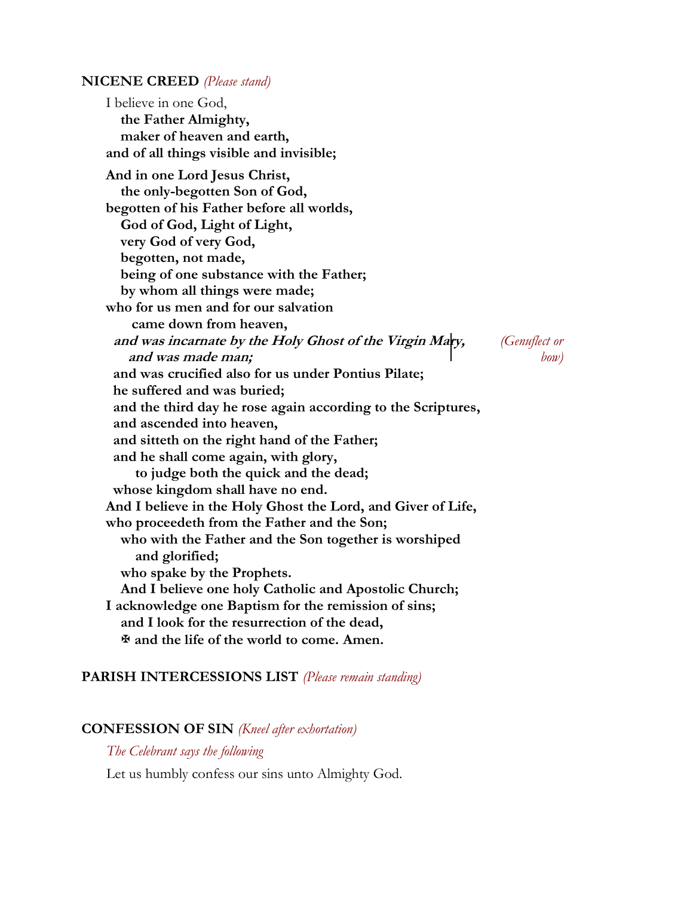**NICENE CREED** *(Please stand)*

I believe in one God,
**the Father Almighty,**
**maker of heaven and earth,**
**and of all things visible and invisible;**

**And in one Lord Jesus Christ,**
**the only-begotten Son of God,**
**begotten of his Father before all worlds,**
**God of God, Light of Light,**
**very God of very God,**
**begotten, not made,**
**being of one substance with the Father;**
**by whom all things were made;**
**who for us men and for our salvation**
**came down from heaven,**
***and was incarnate by the Holy Ghost of the Virgin Mary,***
***and was made man;*** *(Genuflect or bow)*
**and was crucified also for us under Pontius Pilate;**
**he suffered and was buried;**
**and the third day he rose again according to the Scriptures,**
**and ascended into heaven,**
**and sitteth on the right hand of the Father;**
**and he shall come again, with glory,**
**to judge both the quick and the dead;**
**whose kingdom shall have no end.**
**And I believe in the Holy Ghost the Lord, and Giver of Life,**
**who proceedeth from the Father and the Son;**
**who with the Father and the Son together is worshiped**
**and glorified;**
**who spake by the Prophets.**
**And I believe one holy Catholic and Apostolic Church;**
**I acknowledge one Baptism for the remission of sins;**
**and I look for the resurrection of the dead,**
**✠ and the life of the world to come. Amen.**

**PARISH INTERCESSIONS LIST** *(Please remain standing)*

**CONFESSION OF SIN** *(Kneel after exhortation)*

*The Celebrant says the following*

Let us humbly confess our sins unto Almighty God.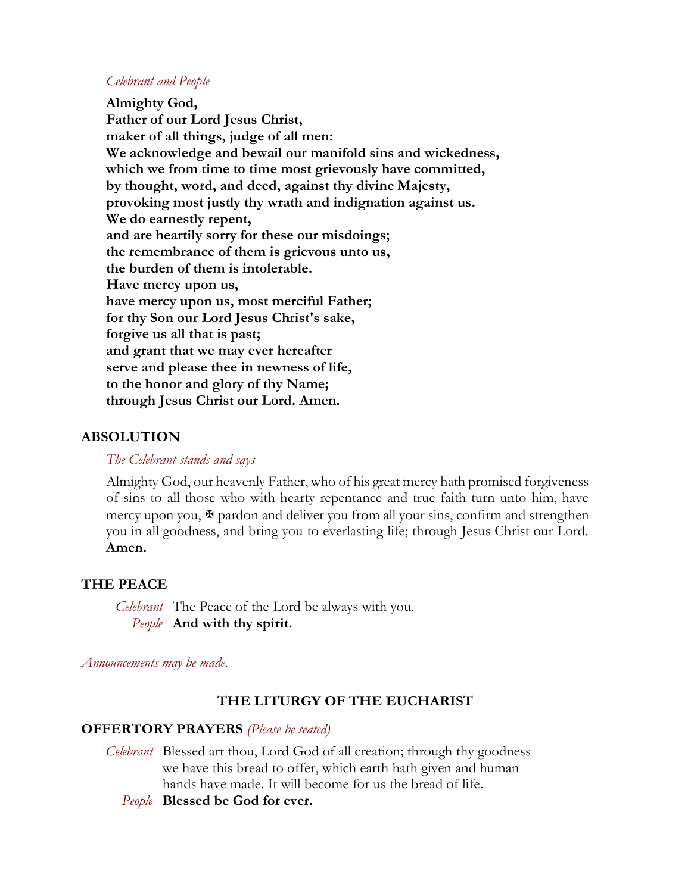*Celebrant and People*

**Almighty God,**
**Father of our Lord Jesus Christ,**
**maker of all things, judge of all men:**
**We acknowledge and bewail our manifold sins and wickedness,**
**which we from time to time most grievously have committed,**
**by thought, word, and deed, against thy divine Majesty,**
**provoking most justly thy wrath and indignation against us.**
**We do earnestly repent,**
**and are heartily sorry for these our misdoings;**
**the remembrance of them is grievous unto us,**
**the burden of them is intolerable.**
**Have mercy upon us,**
**have mercy upon us, most merciful Father;**
**for thy Son our Lord Jesus Christ's sake,**
**forgive us all that is past;**
**and grant that we may ever hereafter**
**serve and please thee in newness of life,**
**to the honor and glory of thy Name;**
**through Jesus Christ our Lord. Amen.**

## ABSOLUTION

*The Celebrant stands and says*

Almighty God, our heavenly Father, who of his great mercy hath promised forgiveness of sins to all those who with hearty repentance and true faith turn unto him, have mercy upon you, ✠ pardon and deliver you from all your sins, confirm and strengthen you in all goodness, and bring you to everlasting life; through Jesus Christ our Lord. **Amen.**

## THE PEACE

*Celebrant* The Peace of the Lord be always with you.
*People* **And with thy spirit.**

*Announcements may be made.*

# THE LITURGY OF THE EUCHARIST

## OFFERTORY PRAYERS *(Please be seated)*

*Celebrant* Blessed art thou, Lord God of all creation; through thy goodness we have this bread to offer, which earth hath given and human hands have made. It will become for us the bread of life.
*People* **Blessed be God for ever.**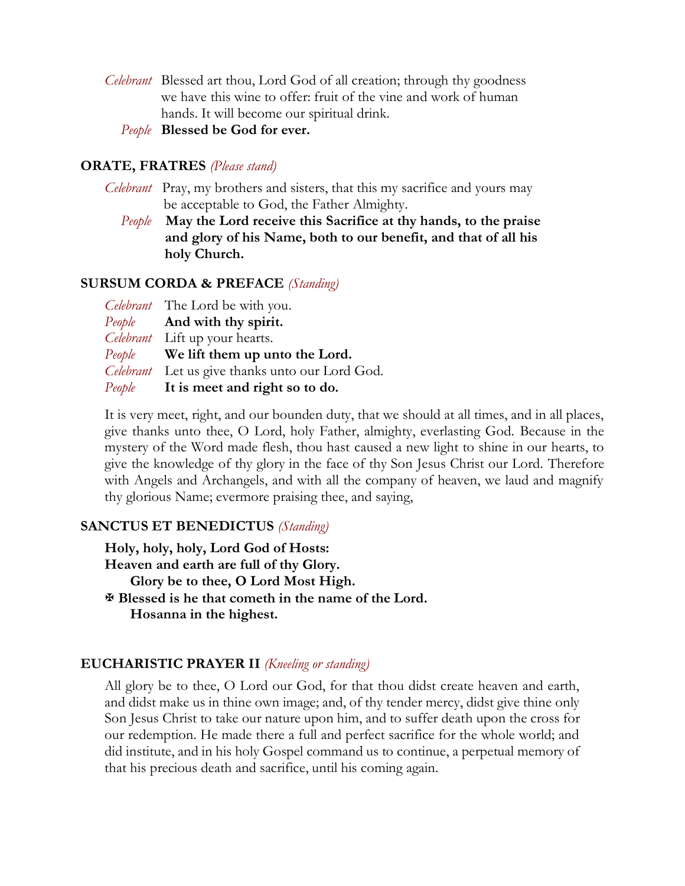*Celebrant* Blessed art thou, Lord God of all creation; through thy goodness we have this wine to offer: fruit of the vine and work of human hands. It will become our spiritual drink.

*People* **Blessed be God for ever.**

### ORATE, FRATRES *(Please stand)*

*Celebrant* Pray, my brothers and sisters, that this my sacrifice and yours may be acceptable to God, the Father Almighty.

*People* **May the Lord receive this Sacrifice at thy hands, to the praise and glory of his Name, both to our benefit, and that of all his holy Church.**

### SURSUM CORDA & PREFACE *(Standing)*

*Celebrant* The Lord be with you.
*People* **And with thy spirit.**
*Celebrant* Lift up your hearts.
*People* **We lift them up unto the Lord.**
*Celebrant* Let us give thanks unto our Lord God.
*People* **It is meet and right so to do.**

It is very meet, right, and our bounden duty, that we should at all times, and in all places, give thanks unto thee, O Lord, holy Father, almighty, everlasting God. Because in the mystery of the Word made flesh, thou hast caused a new light to shine in our hearts, to give the knowledge of thy glory in the face of thy Son Jesus Christ our Lord. Therefore with Angels and Archangels, and with all the company of heaven, we laud and magnify thy glorious Name; evermore praising thee, and saying,

### SANCTUS ET BENEDICTUS *(Standing)*

**Holy, holy, holy, Lord God of Hosts:**
**Heaven and earth are full of thy Glory.**
**Glory be to thee, O Lord Most High.**
**✠ Blessed is he that cometh in the name of the Lord.**
**Hosanna in the highest.**

### EUCHARISTIC PRAYER II *(Kneeling or standing)*

All glory be to thee, O Lord our God, for that thou didst create heaven and earth, and didst make us in thine own image; and, of thy tender mercy, didst give thine only Son Jesus Christ to take our nature upon him, and to suffer death upon the cross for our redemption. He made there a full and perfect sacrifice for the whole world; and did institute, and in his holy Gospel command us to continue, a perpetual memory of that his precious death and sacrifice, until his coming again.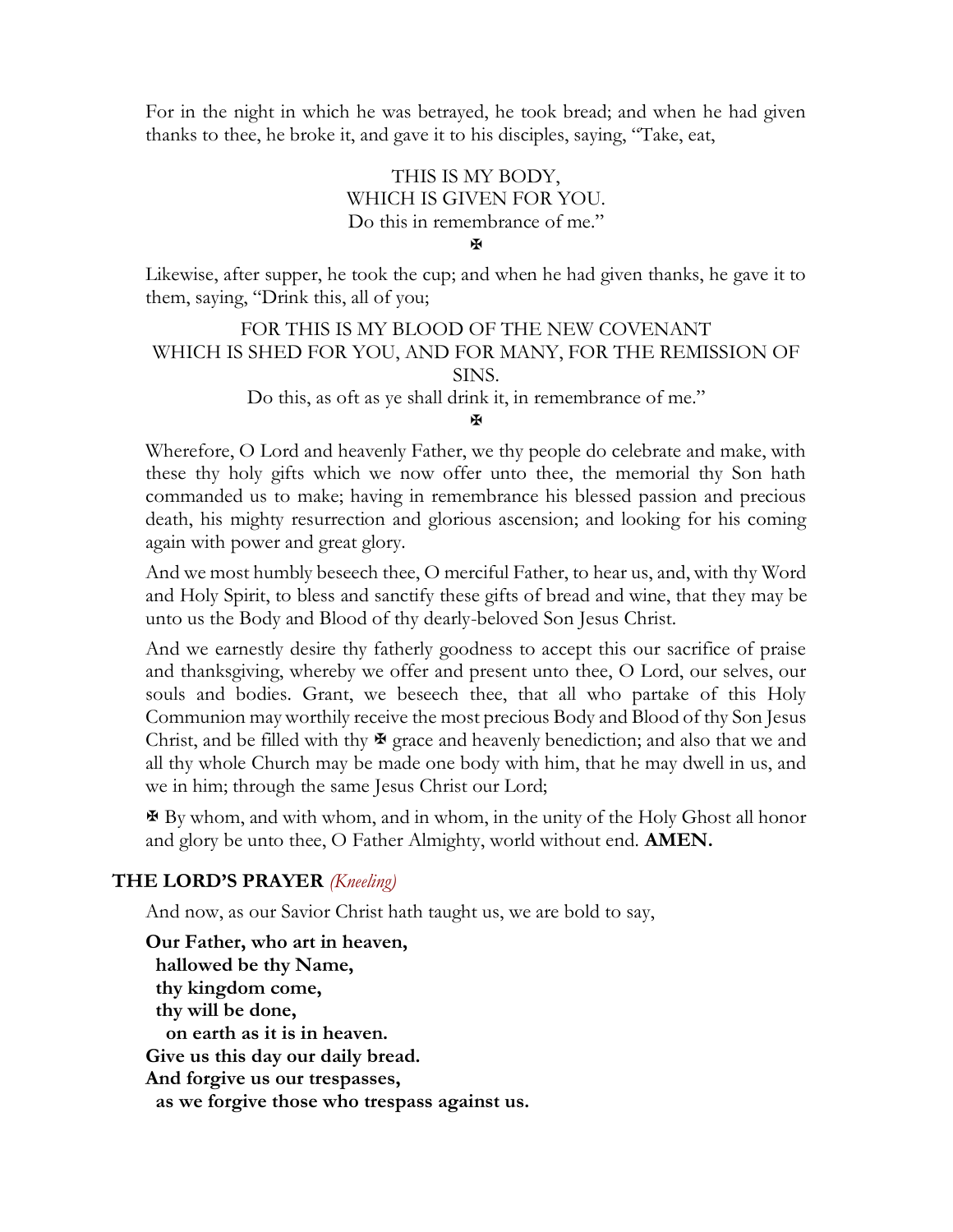For in the night in which he was betrayed, he took bread; and when he had given thanks to thee, he broke it, and gave it to his disciples, saying, "Take, eat,

THIS IS MY BODY,
WHICH IS GIVEN FOR YOU.
Do this in remembrance of me."

✠

Likewise, after supper, he took the cup; and when he had given thanks, he gave it to them, saying, "Drink this, all of you;

FOR THIS IS MY BLOOD OF THE NEW COVENANT
WHICH IS SHED FOR YOU, AND FOR MANY, FOR THE REMISSION OF SINS.
Do this, as oft as ye shall drink it, in remembrance of me."

✠

Wherefore, O Lord and heavenly Father, we thy people do celebrate and make, with these thy holy gifts which we now offer unto thee, the memorial thy Son hath commanded us to make; having in remembrance his blessed passion and precious death, his mighty resurrection and glorious ascension; and looking for his coming again with power and great glory.

And we most humbly beseech thee, O merciful Father, to hear us, and, with thy Word and Holy Spirit, to bless and sanctify these gifts of bread and wine, that they may be unto us the Body and Blood of thy dearly-beloved Son Jesus Christ.

And we earnestly desire thy fatherly goodness to accept this our sacrifice of praise and thanksgiving, whereby we offer and present unto thee, O Lord, our selves, our souls and bodies. Grant, we beseech thee, that all who partake of this Holy Communion may worthily receive the most precious Body and Blood of thy Son Jesus Christ, and be filled with thy ✠ grace and heavenly benediction; and also that we and all thy whole Church may be made one body with him, that he may dwell in us, and we in him; through the same Jesus Christ our Lord;

✠ By whom, and with whom, and in whom, in the unity of the Holy Ghost all honor and glory be unto thee, O Father Almighty, world without end. **AMEN.**

## THE LORD'S PRAYER *(Kneeling)*

And now, as our Savior Christ hath taught us, we are bold to say,

**Our Father, who art in heaven,**
**hallowed be thy Name,**
**thy kingdom come,**
**thy will be done,**
**on earth as it is in heaven.**
**Give us this day our daily bread.**
**And forgive us our trespasses,**
**as we forgive those who trespass against us.**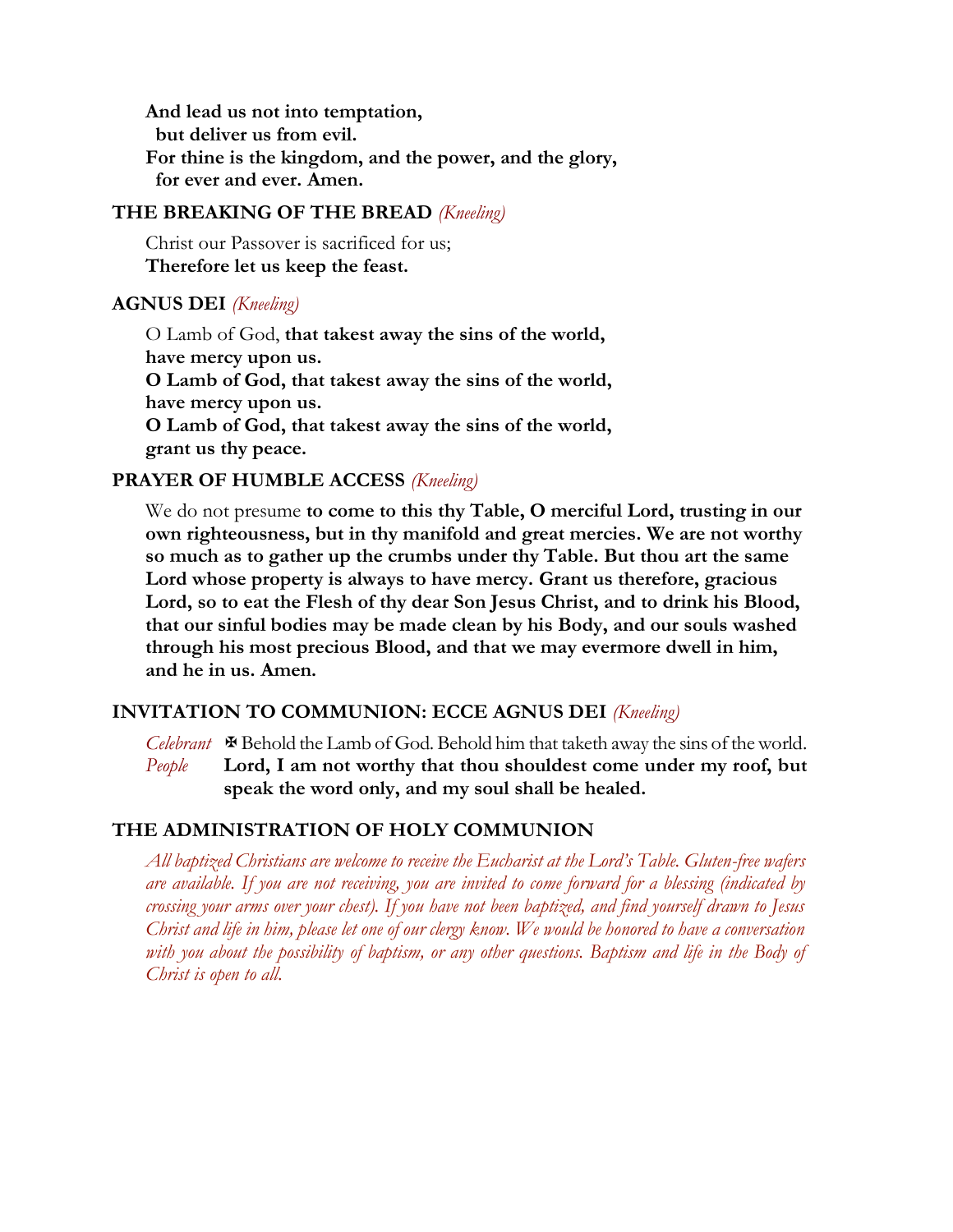**And lead us not into temptation,**
**but deliver us from evil.**
**For thine is the kingdom, and the power, and the glory,**
**for ever and ever. Amen.**

### THE BREAKING OF THE BREAD *(Kneeling)*

Christ our Passover is sacrificed for us;
**Therefore let us keep the feast.**

### AGNUS DEI *(Kneeling)*

O Lamb of God, **that takest away the sins of the world,**
**have mercy upon us.**
**O Lamb of God, that takest away the sins of the world,**
**have mercy upon us.**
**O Lamb of God, that takest away the sins of the world,**
**grant us thy peace.**

### PRAYER OF HUMBLE ACCESS *(Kneeling)*

We do not presume **to come to this thy Table, O merciful Lord, trusting in our own righteousness, but in thy manifold and great mercies. We are not worthy so much as to gather up the crumbs under thy Table. But thou art the same Lord whose property is always to have mercy. Grant us therefore, gracious Lord, so to eat the Flesh of thy dear Son Jesus Christ, and to drink his Blood, that our sinful bodies may be made clean by his Body, and our souls washed through his most precious Blood, and that we may evermore dwell in him, and he in us. Amen.**

### INVITATION TO COMMUNION: ECCE AGNUS DEI *(Kneeling)*

*Celebrant* ✠ Behold the Lamb of God. Behold him that taketh away the sins of the world.
*People* **Lord, I am not worthy that thou shouldest come under my roof, but speak the word only, and my soul shall be healed.**

### THE ADMINISTRATION OF HOLY COMMUNION

*All baptized Christians are welcome to receive the Eucharist at the Lord's Table. Gluten-free wafers are available. If you are not receiving, you are invited to come forward for a blessing (indicated by crossing your arms over your chest). If you have not been baptized, and find yourself drawn to Jesus Christ and life in him, please let one of our clergy know. We would be honored to have a conversation with you about the possibility of baptism, or any other questions. Baptism and life in the Body of Christ is open to all.*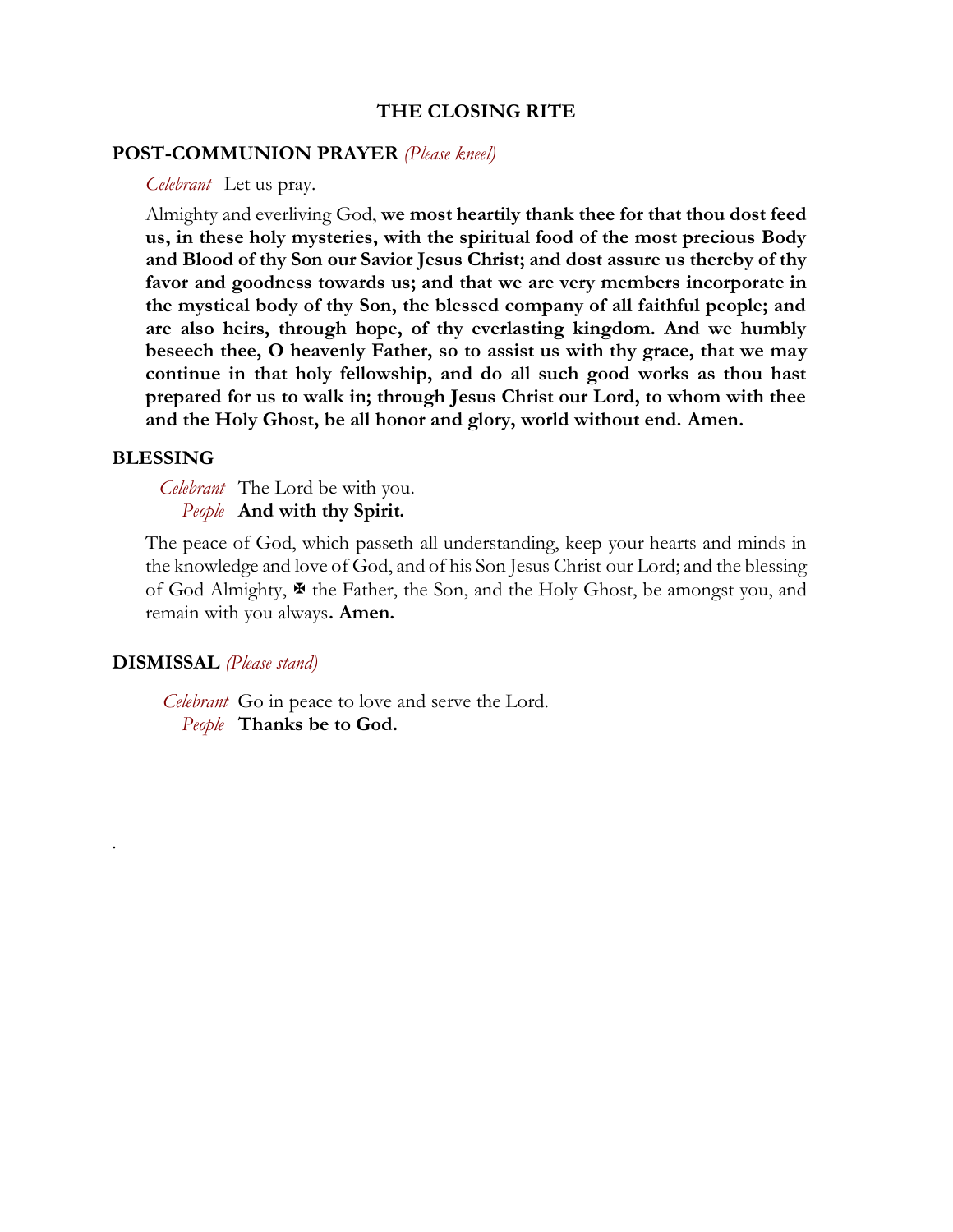## THE CLOSING RITE

### POST-COMMUNION PRAYER *(Please kneel)*

*Celebrant* Let us pray.

Almighty and everliving God, **we most heartily thank thee for that thou dost feed us, in these holy mysteries, with the spiritual food of the most precious Body and Blood of thy Son our Savior Jesus Christ; and dost assure us thereby of thy favor and goodness towards us; and that we are very members incorporate in the mystical body of thy Son, the blessed company of all faithful people; and are also heirs, through hope, of thy everlasting kingdom. And we humbly beseech thee, O heavenly Father, so to assist us with thy grace, that we may continue in that holy fellowship, and do all such good works as thou hast prepared for us to walk in; through Jesus Christ our Lord, to whom with thee and the Holy Ghost, be all honor and glory, world without end. Amen.**

### BLESSING

*Celebrant* The Lord be with you.
*People* **And with thy Spirit.**

The peace of God, which passeth all understanding, keep your hearts and minds in the knowledge and love of God, and of his Son Jesus Christ our Lord; and the blessing of God Almighty, ✠ the Father, the Son, and the Holy Ghost, be amongst you, and remain with you always**. Amen.**

### DISMISSAL *(Please stand)*

*Celebrant* Go in peace to love and serve the Lord.
*People* **Thanks be to God.**

.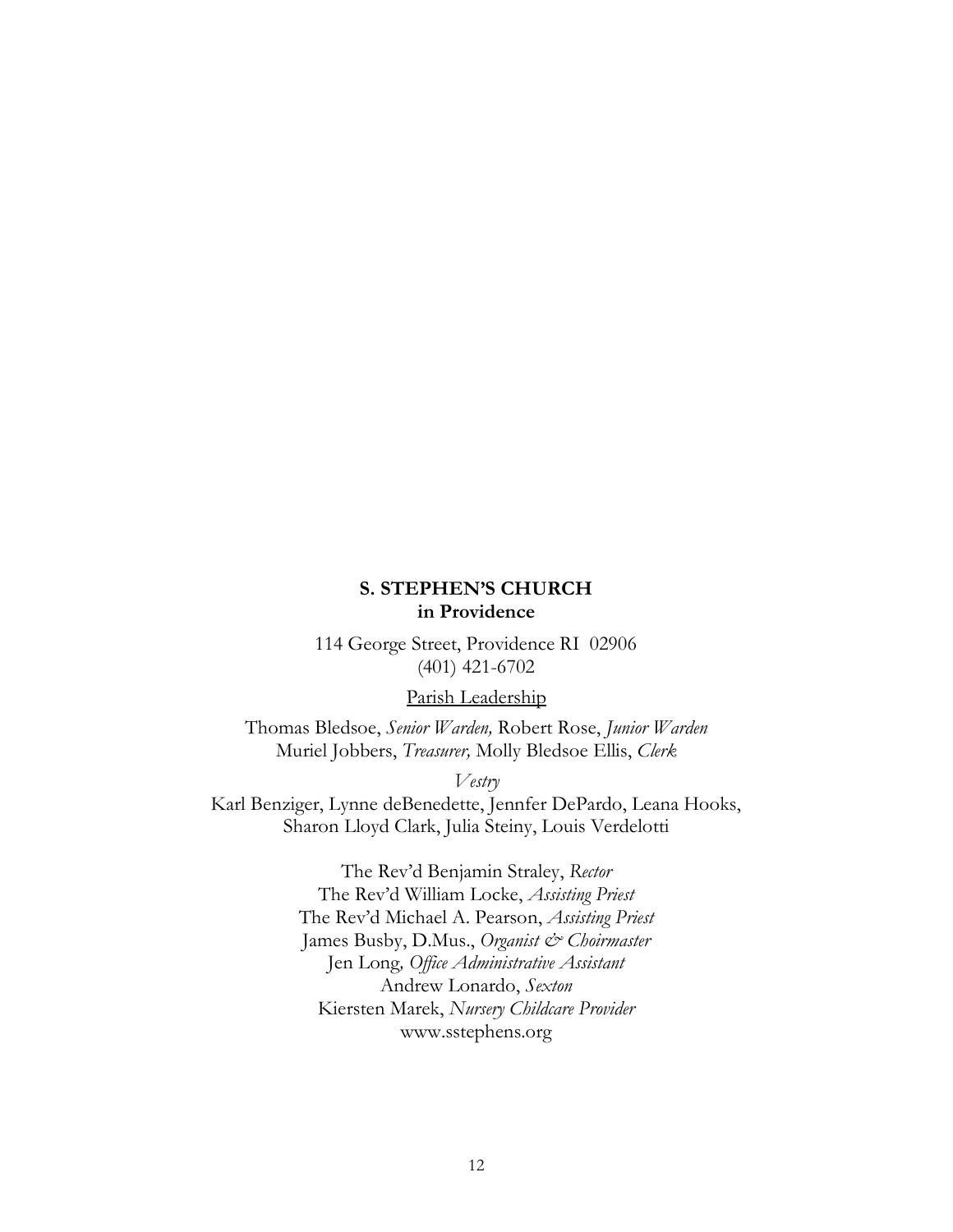**S. STEPHEN'S CHURCH**
**in Providence**

114 George Street, Providence RI 02906
(401) 421-6702

Parish Leadership

Thomas Bledsoe, *Senior Warden,* Robert Rose, *Junior Warden*
Muriel Jobbers, *Treasurer,* Molly Bledsoe Ellis, *Clerk*

*Vestry*
Karl Benziger, Lynne deBenedette, Jennfer DePardo, Leana Hooks, Sharon Lloyd Clark, Julia Steiny, Louis Verdelotti

The Rev'd Benjamin Straley, *Rector*
The Rev'd William Locke, *Assisting Priest*
The Rev'd Michael A. Pearson, *Assisting Priest*
James Busby, D.Mus., *Organist & Choirmaster*
Jen Long, *Office Administrative Assistant*
Andrew Lonardo, *Sexton*
Kiersten Marek, *Nursery Childcare Provider*
www.sstephens.org